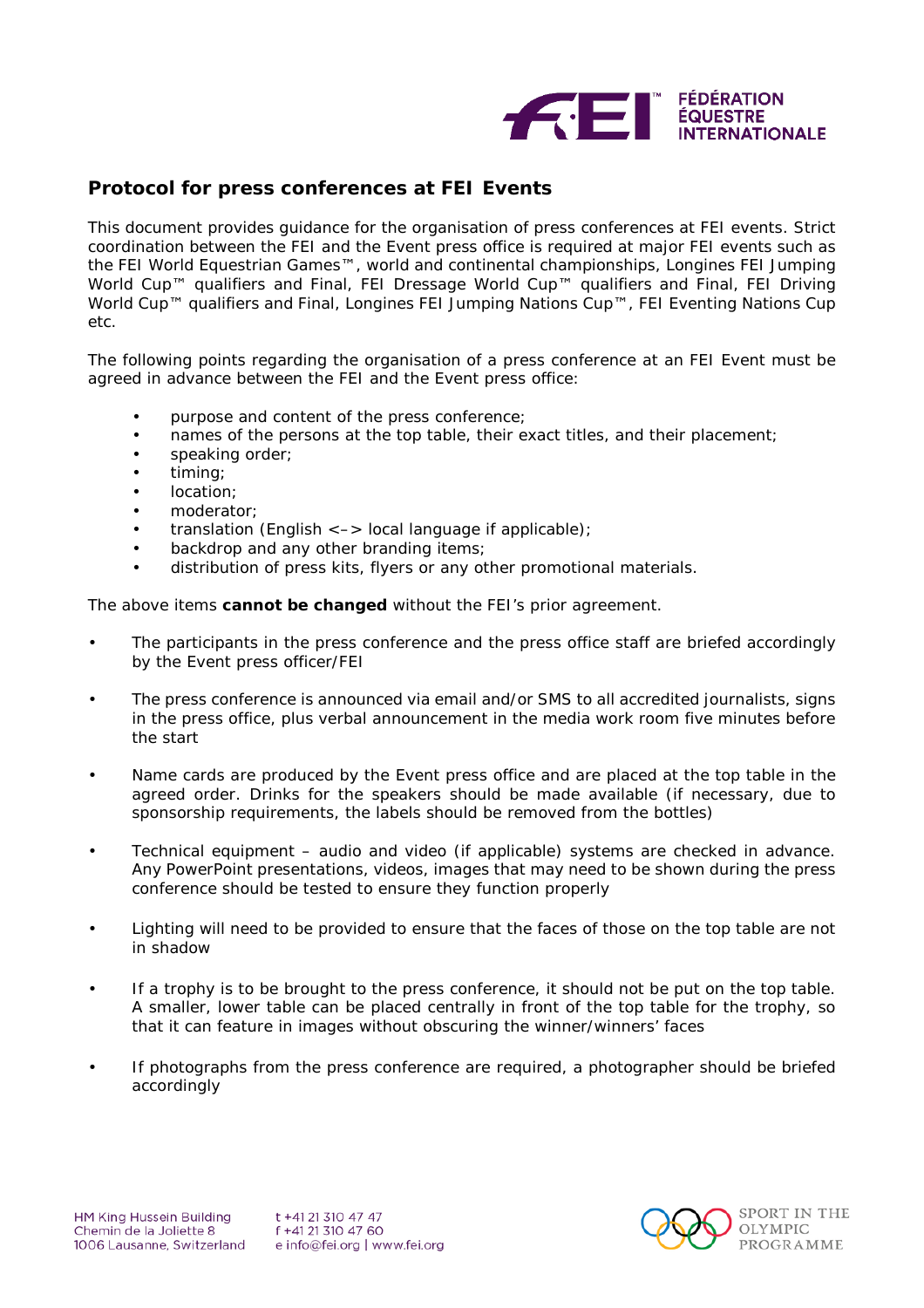## Protocol for press conferences at FEI Events

This document provides guidance for the organisation of press conferences at FEI events. Strict coordination between the FEI and the Event press office is required at major FEI events such as the FEI World Equestrian Games™, world and continental championships, Longines FEI Jumping World Cup™ qualifiers and Final, FEI Dressage World Cup™ qualifiers and Final, FEI Driving World Cup™ qualifiers and Final, Longines FEI Jumping Nations Cup™, FEI Eventing Nations Cup etc.

The following points regarding the organisation of a press conference at an FEI Event must be agreed in advance between the FEI and the Event press office:

- purpose and content of the press conference;
- names of the persons at the top table, their exact titles, and their placement;
- speaking order;
- timing;
- location;
- moderator;
- translation (English <–> local language if applicable);
- backdrop and any other branding items;
- distribution of press kits, flyers or any other promotional materials.

The above items **cannot be changed** without the FEI's prior agreement.

- The participants in the press conference and the press office staff are briefed accordingly by the Event press officer/FEI
- The press conference is announced via email and/or SMS to all accredited journalists, signs in the press office, plus verbal announcement in the media work room five minutes before the start
- Name cards are produced by the Event press office and are placed at the top table in the agreed order. Drinks for the speakers should be made available (if necessary, due to sponsorship requirements, the labels should be removed from the bottles)
- Technical equipment – audio and video (if applicable) systems are checked in advance. Any PowerPoint presentations, videos, images that may need to be shown during the press conference should be tested to ensure they function properly
- Lighting will need to be provided to ensure that the faces of those on the top table are not in shadow
- If a trophy is to be brought to the press conference, it should not be put on the top table. A smaller, lower table can be placed centrally in front of the top table for the trophy, so that it can feature in images without obscuring the winner/winners' faces
- If photographs from the press conference are required, a photographer should be briefed accordingly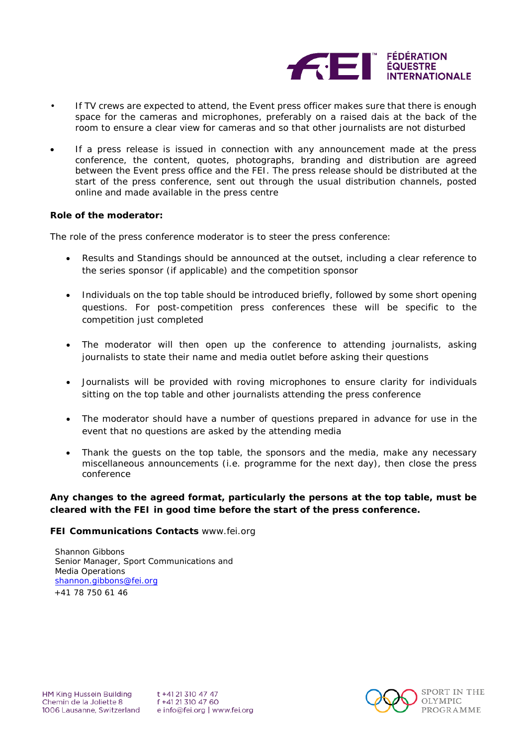- If TV crews are expected to attend, the Event press officer makes sure that there is enough space for the cameras and microphones, preferably on a raised dais at the back of the room to ensure a clear view for cameras and so that other journalists are not disturbed
- If a press release is issued in connection with any announcement made at the press conference, the content, quotes, photographs, branding and distribution are agreed between the Event press office and the FEI. The press release should be distributed at the start of the press conference, sent out through the usual distribution channels, posted online and made available in the press centre

**Role of the moderator:**

The role of the press conference moderator is to steer the press conference:

- Results and Standings should be announced at the outset, including a clear reference to the series sponsor (if applicable) and the competition sponsor
- Individuals on the top table should be introduced briefly, followed by some short opening questions. For post-competition press conferences these will be specific to the competition just completed
- The moderator will then open up the conference to attending journalists, asking journalists to state their name and media outlet before asking their questions
- Journalists will be provided with roving microphones to ensure clarity for individuals sitting on the top table and other journalists attending the press conference
- The moderator should have a number of questions prepared in advance for use in the event that no questions are asked by the attending media
- Thank the guests on the top table, the sponsors and the media, make any necessary miscellaneous announcements (i.e. programme for the next day), then close the press conference

**Any changes to the agreed format, particularly the persons at the top table, must be cleared with the FEI in good time before the start of the press conference.**

**FEI Communications Contacts** www.fei.org

Shannon Gibbons
Senior Manager, Sport Communications and Media Operations
shannon.gibbons@fei.org
+41 78 750 61 46